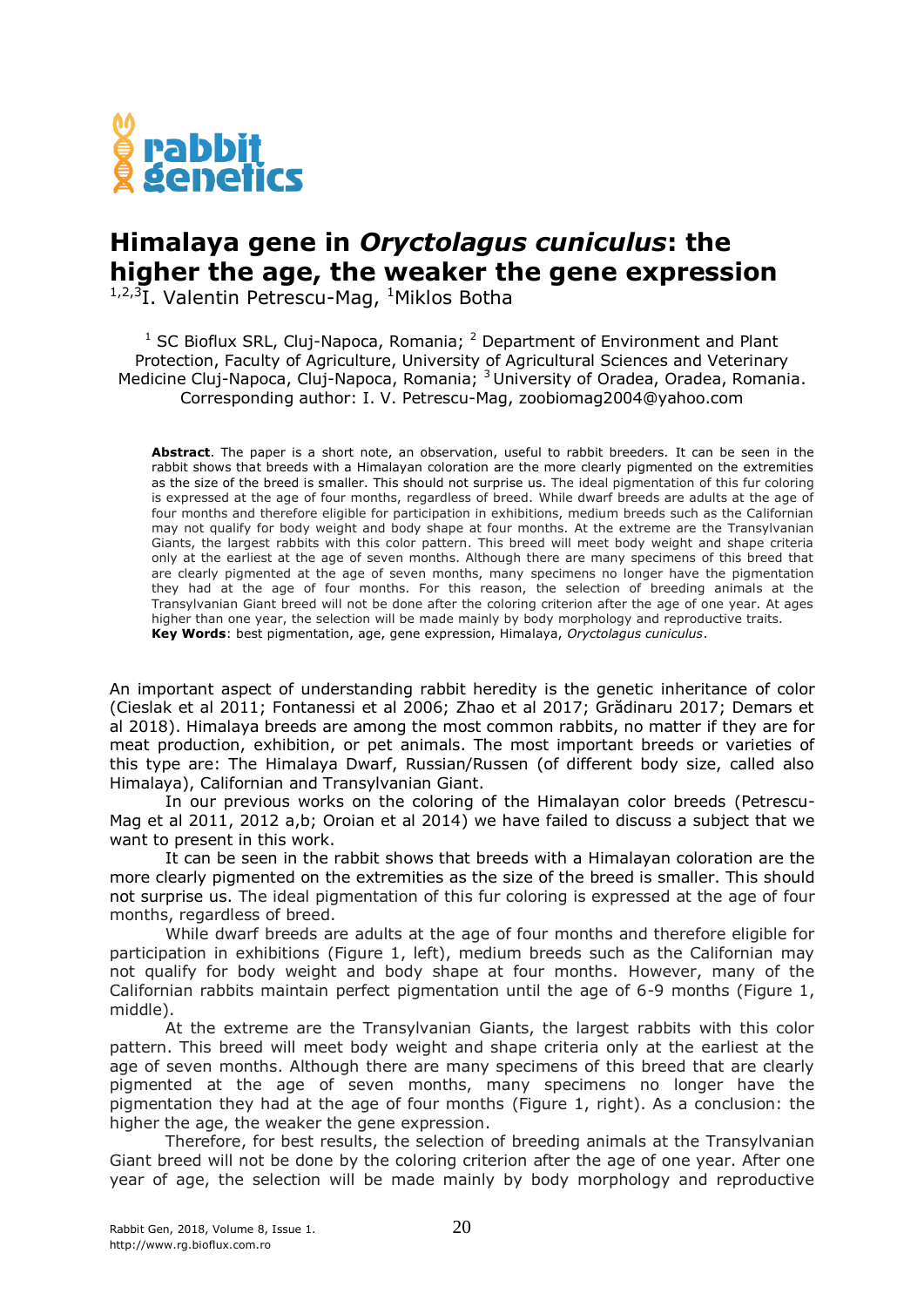rabbit genetics

# Himalaya gene in *Oryctolagus cuniculus*: the higher the age, the weaker the gene expression

[1,2,3]I. Valentin Petrescu-Mag, [1]Miklos Botha

[1] SC Bioflux SRL, Cluj-Napoca, Romania; [2] Department of Environment and Plant Protection, Faculty of Agriculture, University of Agricultural Sciences and Veterinary Medicine Cluj-Napoca, Cluj-Napoca, Romania; [3] University of Oradea, Oradea, Romania. Corresponding author: I. V. Petrescu-Mag, zoobiomag2004@yahoo.com

**Abstract**. The paper is a short note, an observation, useful to rabbit breeders. It can be seen in the rabbit shows that breeds with a Himalayan coloration are the more clearly pigmented on the extremities as the size of the breed is smaller. This should not surprise us. The ideal pigmentation of this fur coloring is expressed at the age of four months, regardless of breed. While dwarf breeds are adults at the age of four months and therefore eligible for participation in exhibitions, medium breeds such as the Californian may not qualify for body weight and body shape at four months. At the extreme are the Transylvanian Giants, the largest rabbits with this color pattern. This breed will meet body weight and shape criteria only at the earliest at the age of seven months. Although there are many specimens of this breed that are clearly pigmented at the age of seven months, many specimens no longer have the pigmentation they had at the age of four months. For this reason, the selection of breeding animals at the Transylvanian Giant breed will not be done after the coloring criterion after the age of one year. At ages higher than one year, the selection will be made mainly by body morphology and reproductive traits.
**Key Words**: best pigmentation, age, gene expression, Himalaya, *Oryctolagus cuniculus*.

An important aspect of understanding rabbit heredity is the genetic inheritance of color (Cieslak et al 2011; Fontanessi et al 2006; Zhao et al 2017; Grădinaru 2017; Demars et al 2018). Himalaya breeds are among the most common rabbits, no matter if they are for meat production, exhibition, or pet animals. The most important breeds or varieties of this type are: The Himalaya Dwarf, Russian/Russen (of different body size, called also Himalaya), Californian and Transylvanian Giant.

In our previous works on the coloring of the Himalayan color breeds (Petrescu-Mag et al 2011, 2012 a,b; Oroian et al 2014) we have failed to discuss a subject that we want to present in this work.

It can be seen in the rabbit shows that breeds with a Himalayan coloration are the more clearly pigmented on the extremities as the size of the breed is smaller. This should not surprise us. The ideal pigmentation of this fur coloring is expressed at the age of four months, regardless of breed.

While dwarf breeds are adults at the age of four months and therefore eligible for participation in exhibitions (Figure 1, left), medium breeds such as the Californian may not qualify for body weight and body shape at four months. However, many of the Californian rabbits maintain perfect pigmentation until the age of 6-9 months (Figure 1, middle).

At the extreme are the Transylvanian Giants, the largest rabbits with this color pattern. This breed will meet body weight and shape criteria only at the earliest at the age of seven months. Although there are many specimens of this breed that are clearly pigmented at the age of seven months, many specimens no longer have the pigmentation they had at the age of four months (Figure 1, right). As a conclusion: the higher the age, the weaker the gene expression.

Therefore, for best results, the selection of breeding animals at the Transylvanian Giant breed will not be done by the coloring criterion after the age of one year. After one year of age, the selection will be made mainly by body morphology and reproductive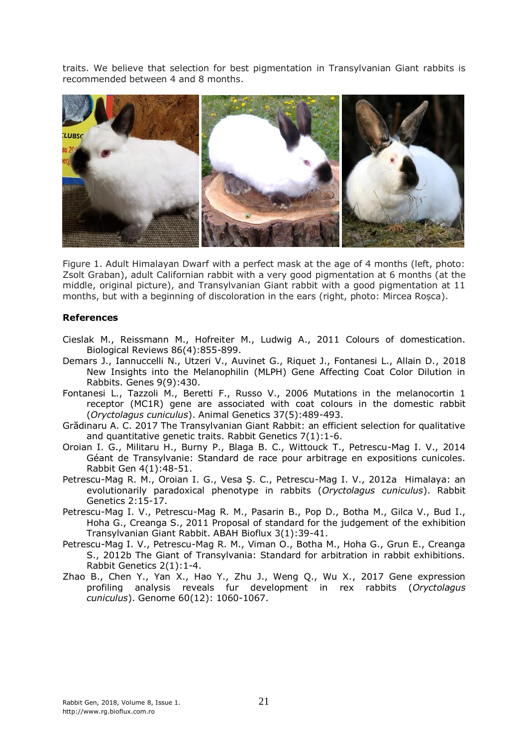traits. We believe that selection for best pigmentation in Transylvanian Giant rabbits is recommended between 4 and 8 months.

Figure 1. Adult Himalayan Dwarf with a perfect mask at the age of 4 months (left, photo: Zsolt Graban), adult Californian rabbit with a very good pigmentation at 6 months (at the middle, original picture), and Transylvanian Giant rabbit with a good pigmentation at 11 months, but with a beginning of discoloration in the ears (right, photo: Mircea Roșca).

## References

- Cieslak M., Reissmann M., Hofreiter M., Ludwig A., 2011 Colours of domestication. Biological Reviews 86(4):855-899.
- Demars J., Iannuccelli N., Utzeri V., Auvinet G., Riquet J., Fontanesi L., Allain D., 2018 New Insights into the Melanophilin (MLPH) Gene Affecting Coat Color Dilution in Rabbits. Genes 9(9):430.
- Fontanesi L., Tazzoli M., Beretti F., Russo V., 2006 Mutations in the melanocortin 1 receptor (MC1R) gene are associated with coat colours in the domestic rabbit (*Oryctolagus cuniculus*). Animal Genetics 37(5):489-493.
- Grădinaru A. C. 2017 The Transylvanian Giant Rabbit: an efficient selection for qualitative and quantitative genetic traits. Rabbit Genetics 7(1):1-6.
- Oroian I. G., Militaru H., Burny P., Blaga B. C., Wittouck T., Petrescu-Mag I. V., 2014 Géant de Transylvanie: Standard de race pour arbitrage en expositions cunicoles. Rabbit Gen 4(1):48-51.
- Petrescu-Mag R. M., Oroian I. G., Vesa Ș. C., Petrescu-Mag I. V., 2012a Himalaya: an evolutionarily paradoxical phenotype in rabbits (*Oryctolagus cuniculus*). Rabbit Genetics 2:15-17.
- Petrescu-Mag I. V., Petrescu-Mag R. M., Pasarin B., Pop D., Botha M., Gilca V., Bud I., Hoha G., Creanga S., 2011 Proposal of standard for the judgement of the exhibition Transylvanian Giant Rabbit. ABAH Bioflux 3(1):39-41.
- Petrescu-Mag I. V., Petrescu-Mag R. M., Viman O., Botha M., Hoha G., Grun E., Creanga S., 2012b The Giant of Transylvania: Standard for arbitration in rabbit exhibitions. Rabbit Genetics 2(1):1-4.
- Zhao B., Chen Y., Yan X., Hao Y., Zhu J., Weng Q., Wu X., 2017 Gene expression profiling analysis reveals fur development in rex rabbits (*Oryctolagus cuniculus*). Genome 60(12): 1060-1067.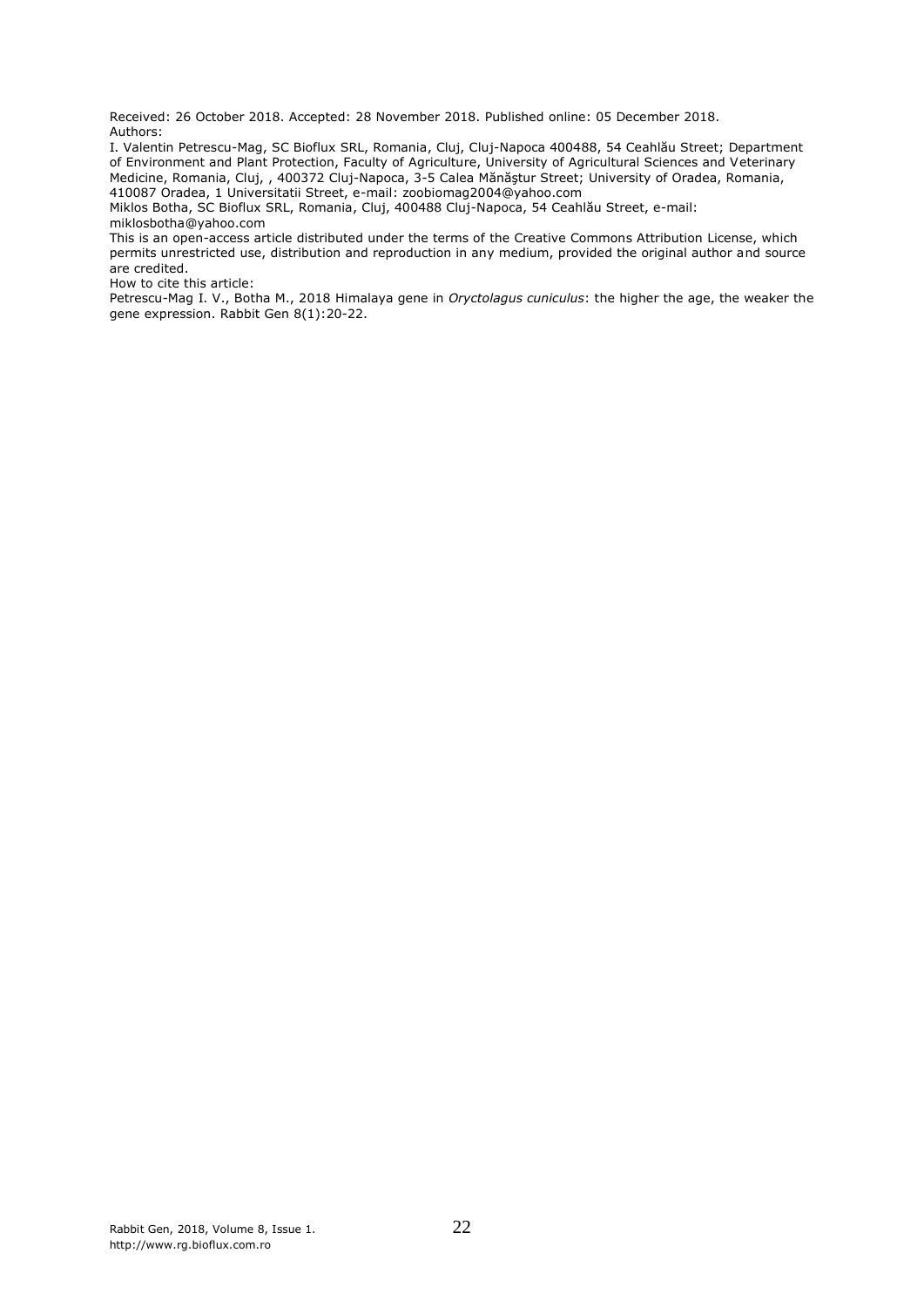Received: 26 October 2018. Accepted: 28 November 2018. Published online: 05 December 2018.
Authors:
I. Valentin Petrescu-Mag, SC Bioflux SRL, Romania, Cluj, Cluj-Napoca 400488, 54 Ceahlău Street; Department of Environment and Plant Protection, Faculty of Agriculture, University of Agricultural Sciences and Veterinary Medicine, Romania, Cluj, , 400372 Cluj-Napoca, 3-5 Calea Mănăştur Street; University of Oradea, Romania, 410087 Oradea, 1 Universitatii Street, e-mail: zoobiomag2004@yahoo.com
Miklos Botha, SC Bioflux SRL, Romania, Cluj, 400488 Cluj-Napoca, 54 Ceahlău Street, e-mail: miklosbotha@yahoo.com
This is an open-access article distributed under the terms of the Creative Commons Attribution License, which permits unrestricted use, distribution and reproduction in any medium, provided the original author and source are credited.
How to cite this article:
Petrescu-Mag I. V., Botha M., 2018 Himalaya gene in *Oryctolagus cuniculus*: the higher the age, the weaker the gene expression. Rabbit Gen 8(1):20-22.